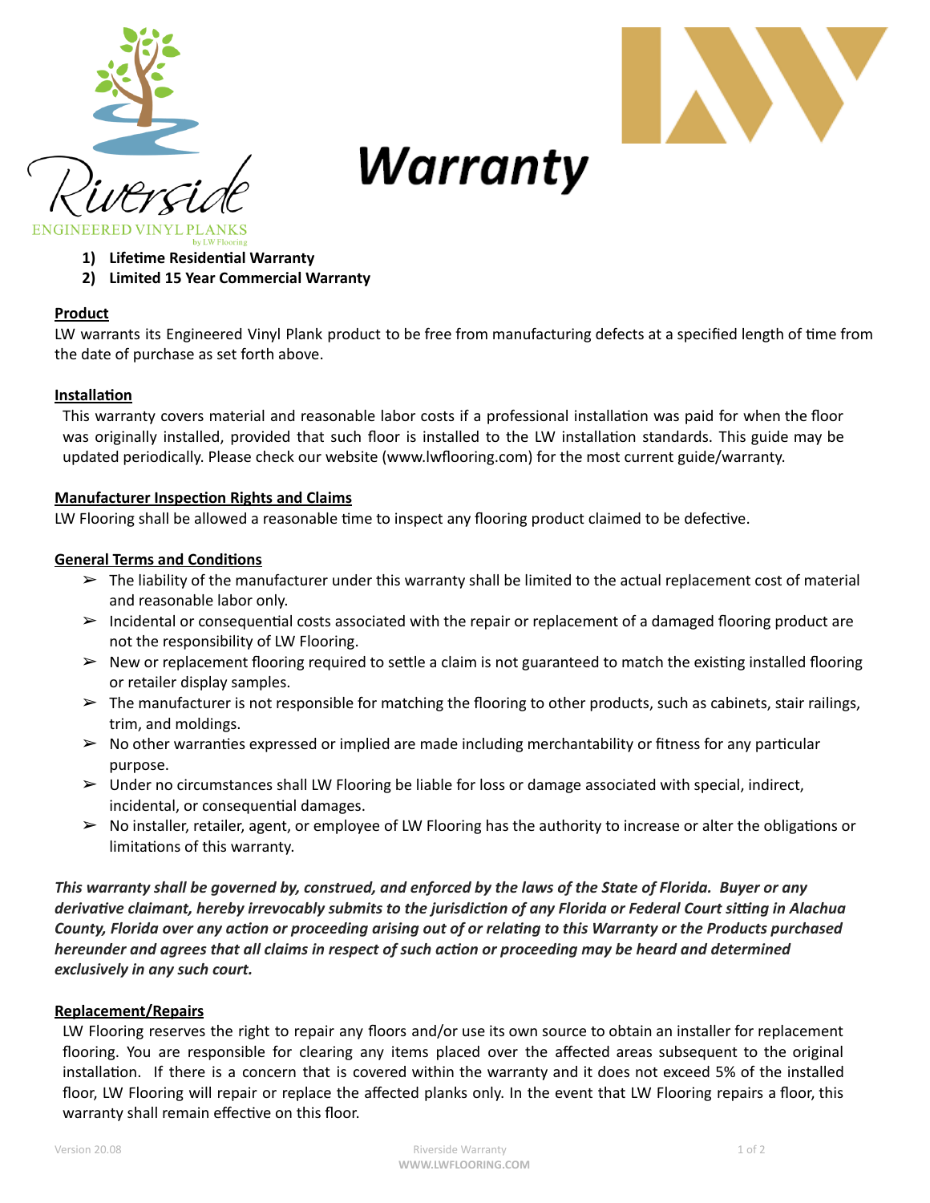Riverside

ENGINEERED VINYL PLANKS

by LW Flooring

# Warranty

1) **Lifetime Residential Warranty**
2) **Limited 15 Year Commercial Warranty**

## Product

LW warrants its Engineered Vinyl Plank product to be free from manufacturing defects at a specified length of time from the date of purchase as set forth above.

## Installation

This warranty covers material and reasonable labor costs if a professional installation was paid for when the floor was originally installed, provided that such floor is installed to the LW installation standards. This guide may be updated periodically. Please check our website (www.lwflooring.com) for the most current guide/warranty.

## Manufacturer Inspection Rights and Claims

LW Flooring shall be allowed a reasonable time to inspect any flooring product claimed to be defective.

## General Terms and Conditions

- The liability of the manufacturer under this warranty shall be limited to the actual replacement cost of material and reasonable labor only.
- Incidental or consequential costs associated with the repair or replacement of a damaged flooring product are not the responsibility of LW Flooring.
- New or replacement flooring required to settle a claim is not guaranteed to match the existing installed flooring or retailer display samples.
- The manufacturer is not responsible for matching the flooring to other products, such as cabinets, stair railings, trim, and moldings.
- No other warranties expressed or implied are made including merchantability or fitness for any particular purpose.
- Under no circumstances shall LW Flooring be liable for loss or damage associated with special, indirect, incidental, or consequential damages.
- No installer, retailer, agent, or employee of LW Flooring has the authority to increase or alter the obligations or limitations of this warranty.

***This warranty shall be governed by, construed, and enforced by the laws of the State of Florida. Buyer or any derivative claimant, hereby irrevocably submits to the jurisdiction of any Florida or Federal Court sitting in Alachua County, Florida over any action or proceeding arising out of or relating to this Warranty or the Products purchased hereunder and agrees that all claims in respect of such action or proceeding may be heard and determined exclusively in any such court.***

## Replacement/Repairs

LW Flooring reserves the right to repair any floors and/or use its own source to obtain an installer for replacement flooring. You are responsible for clearing any items placed over the affected areas subsequent to the original installation. If there is a concern that is covered within the warranty and it does not exceed 5% of the installed floor, LW Flooring will repair or replace the affected planks only. In the event that LW Flooring repairs a floor, this warranty shall remain effective on this floor.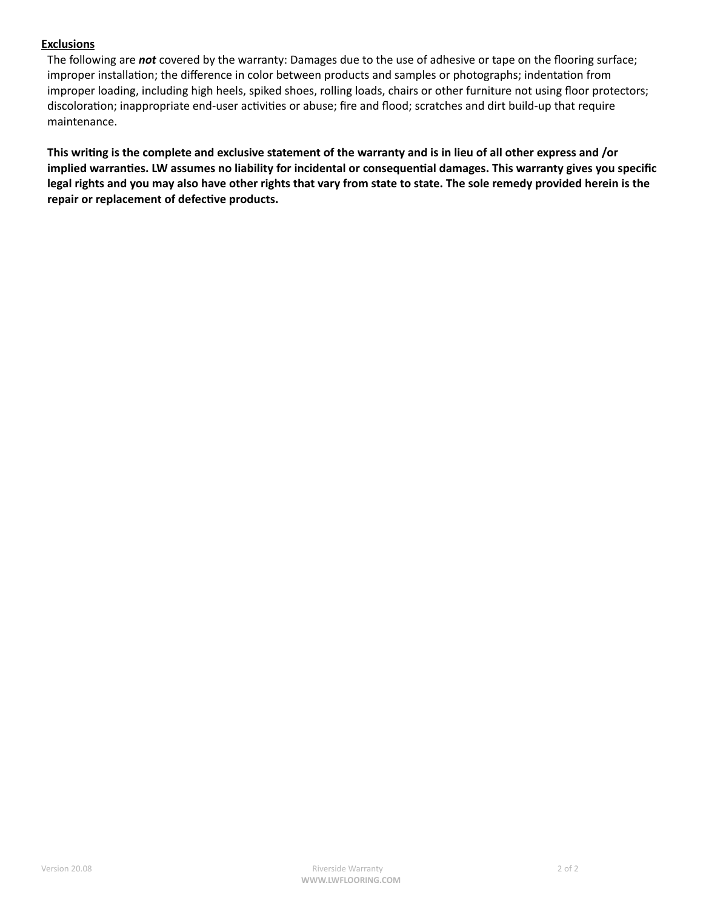**Exclusions**

The following are ***not*** covered by the warranty: Damages due to the use of adhesive or tape on the flooring surface; improper installation; the difference in color between products and samples or photographs; indentation from improper loading, including high heels, spiked shoes, rolling loads, chairs or other furniture not using floor protectors; discoloration; inappropriate end-user activities or abuse; fire and flood; scratches and dirt build-up that require maintenance.

**This writing is the complete and exclusive statement of the warranty and is in lieu of all other express and /or implied warranties. LW assumes no liability for incidental or consequential damages. This warranty gives you specific legal rights and you may also have other rights that vary from state to state. The sole remedy provided herein is the repair or replacement of defective products.**